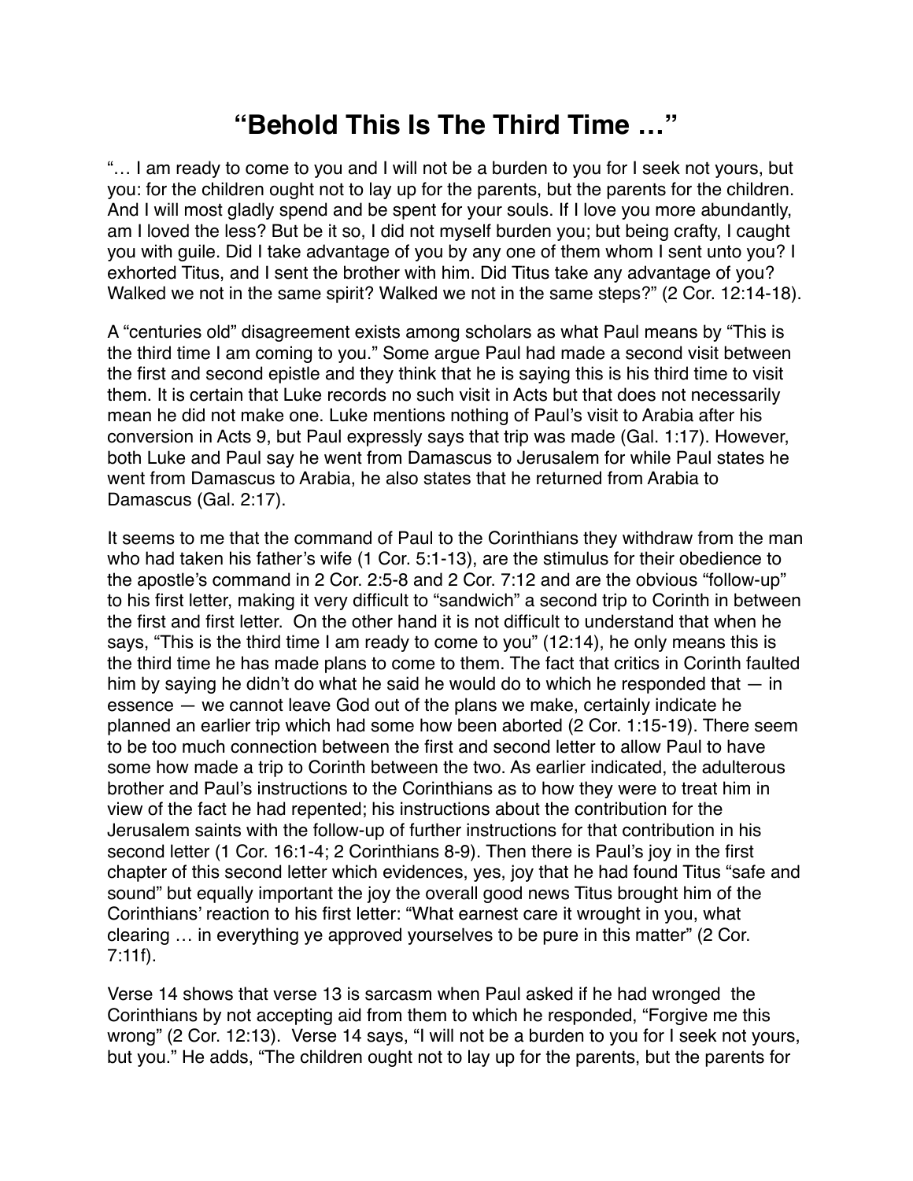# "Behold This Is The Third Time …"

"… I am ready to come to you and I will not be a burden to you for I seek not yours, but you: for the children ought not to lay up for the parents, but the parents for the children. And I will most gladly spend and be spent for your souls. If I love you more abundantly, am I loved the less? But be it so, I did not myself burden you; but being crafty, I caught you with guile. Did I take advantage of you by any one of them whom I sent unto you? I exhorted Titus, and I sent the brother with him. Did Titus take any advantage of you? Walked we not in the same spirit? Walked we not in the same steps?" (2 Cor. 12:14-18).

A "centuries old" disagreement exists among scholars as what Paul means by "This is the third time I am coming to you." Some argue Paul had made a second visit between the first and second epistle and they think that he is saying this is his third time to visit them. It is certain that Luke records no such visit in Acts but that does not necessarily mean he did not make one. Luke mentions nothing of Paul's visit to Arabia after his conversion in Acts 9, but Paul expressly says that trip was made (Gal. 1:17). However, both Luke and Paul say he went from Damascus to Jerusalem for while Paul states he went from Damascus to Arabia, he also states that he returned from Arabia to Damascus (Gal. 2:17).

It seems to me that the command of Paul to the Corinthians they withdraw from the man who had taken his father's wife (1 Cor. 5:1-13), are the stimulus for their obedience to the apostle's command in 2 Cor. 2:5-8 and 2 Cor. 7:12 and are the obvious "follow-up" to his first letter, making it very difficult to "sandwich" a second trip to Corinth in between the first and first letter. On the other hand it is not difficult to understand that when he says, "This is the third time I am ready to come to you" (12:14), he only means this is the third time he has made plans to come to them. The fact that critics in Corinth faulted him by saying he didn't do what he said he would do to which he responded that — in essence — we cannot leave God out of the plans we make, certainly indicate he planned an earlier trip which had some how been aborted (2 Cor. 1:15-19). There seem to be too much connection between the first and second letter to allow Paul to have some how made a trip to Corinth between the two. As earlier indicated, the adulterous brother and Paul's instructions to the Corinthians as to how they were to treat him in view of the fact he had repented; his instructions about the contribution for the Jerusalem saints with the follow-up of further instructions for that contribution in his second letter (1 Cor. 16:1-4; 2 Corinthians 8-9). Then there is Paul's joy in the first chapter of this second letter which evidences, yes, joy that he had found Titus "safe and sound" but equally important the joy the overall good news Titus brought him of the Corinthians' reaction to his first letter: "What earnest care it wrought in you, what clearing … in everything ye approved yourselves to be pure in this matter" (2 Cor. 7:11f).

Verse 14 shows that verse 13 is sarcasm when Paul asked if he had wronged the Corinthians by not accepting aid from them to which he responded, "Forgive me this wrong" (2 Cor. 12:13). Verse 14 says, "I will not be a burden to you for I seek not yours, but you." He adds, "The children ought not to lay up for the parents, but the parents for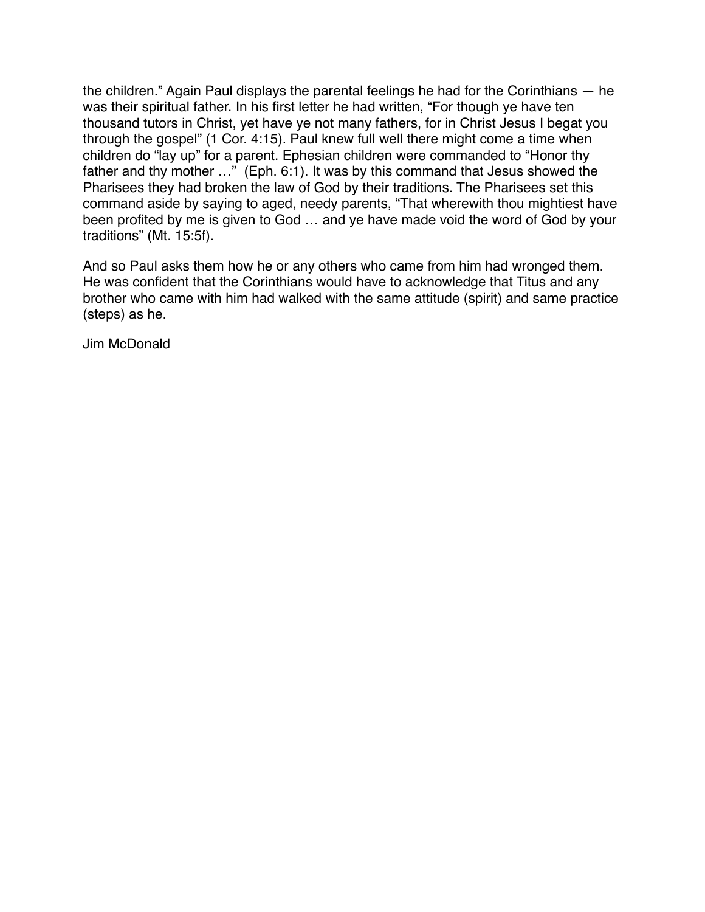the children." Again Paul displays the parental feelings he had for the Corinthians — he was their spiritual father. In his first letter he had written, "For though ye have ten thousand tutors in Christ, yet have ye not many fathers, for in Christ Jesus I begat you through the gospel" (1 Cor. 4:15). Paul knew full well there might come a time when children do "lay up" for a parent. Ephesian children were commanded to "Honor thy father and thy mother …" (Eph. 6:1). It was by this command that Jesus showed the Pharisees they had broken the law of God by their traditions. The Pharisees set this command aside by saying to aged, needy parents, "That wherewith thou mightiest have been profited by me is given to God … and ye have made void the word of God by your traditions" (Mt. 15:5f).

And so Paul asks them how he or any others who came from him had wronged them. He was confident that the Corinthians would have to acknowledge that Titus and any brother who came with him had walked with the same attitude (spirit) and same practice (steps) as he.

Jim McDonald